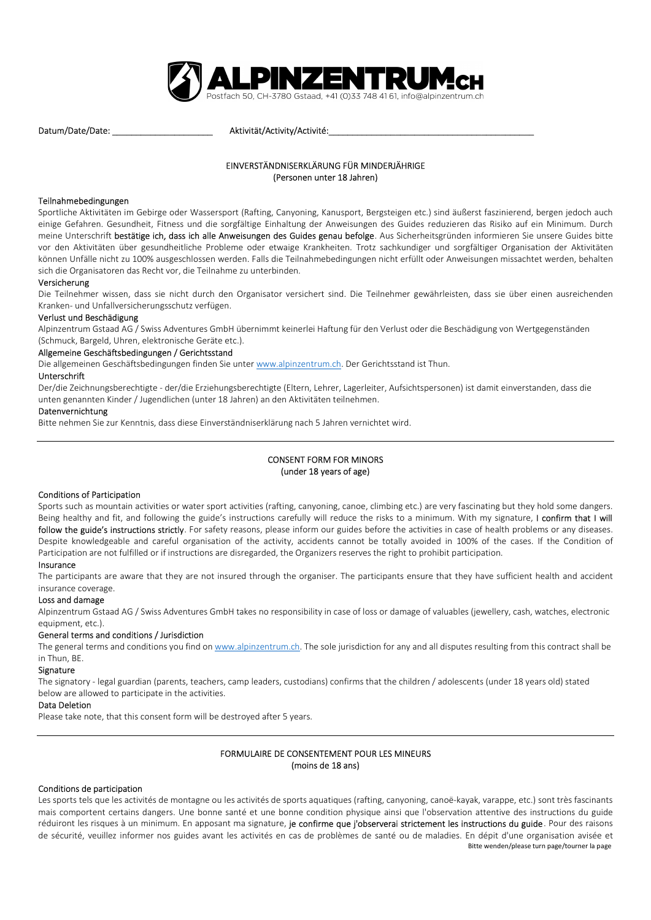# ALPINZENTRUM.CH

Postfach 50, CH-3780 Gstaad, +41 (0)33 748 41 61, info@alpinzentrum.ch

Datum/Date/Date: ____________________ Aktivität/Activity/Activité:_________________________________________

## EINVERSTÄNDNISERKLÄRUNG FÜR MINDERJÄHRIGE
(Personen unter 18 Jahren)

### Teilnahmebedingungen

Sportliche Aktivitäten im Gebirge oder Wassersport (Rafting, Canyoning, Kanusport, Bergsteigen etc.) sind äußerst faszinierend, bergen jedoch auch einige Gefahren. Gesundheit, Fitness und die sorgfältige Einhaltung der Anweisungen des Guides reduzieren das Risiko auf ein Minimum. Durch meine Unterschrift **bestätige ich, dass ich alle Anweisungen des Guides genau befolge**. Aus Sicherheitsgründen informieren Sie unsere Guides bitte vor den Aktivitäten über gesundheitliche Probleme oder etwaige Krankheiten. Trotz sachkundiger und sorgfältiger Organisation der Aktivitäten können Unfälle nicht zu 100% ausgeschlossen werden. Falls die Teilnahmebedingungen nicht erfüllt oder Anweisungen missachtet werden, behalten sich die Organisatoren das Recht vor, die Teilnahme zu unterbinden.

### Versicherung

Die Teilnehmer wissen, dass sie nicht durch den Organisator versichert sind. Die Teilnehmer gewährleisten, dass sie über einen ausreichenden Kranken- und Unfallversicherungsschutz verfügen.

### Verlust und Beschädigung

Alpinzentrum Gstaad AG / Swiss Adventures GmbH übernimmt keinerlei Haftung für den Verlust oder die Beschädigung von Wertgegenständen (Schmuck, Bargeld, Uhren, elektronische Geräte etc.).

### Allgemeine Geschäftsbedingungen / Gerichtsstand

Die allgemeinen Geschäftsbedingungen finden Sie unter www.alpinzentrum.ch. Der Gerichtsstand ist Thun.

### Unterschrift

Der/die Zeichnungsberechtigte - der/die Erziehungsberechtigte (Eltern, Lehrer, Lagerleiter, Aufsichtspersonen) ist damit einverstanden, dass die unten genannten Kinder / Jugendlichen (unter 18 Jahren) an den Aktivitäten teilnehmen.

### Datenvernichtung

Bitte nehmen Sie zur Kenntnis, dass diese Einverständniserklärung nach 5 Jahren vernichtet wird.

---

## CONSENT FORM FOR MINORS
(under 18 years of age)

### Conditions of Participation

Sports such as mountain activities or water sport activities (rafting, canyoning, canoe, climbing etc.) are very fascinating but they hold some dangers. Being healthy and fit, and following the guide's instructions carefully will reduce the risks to a minimum. With my signature, **I confirm that I will follow the guide's instructions strictly**. For safety reasons, please inform our guides before the activities in case of health problems or any diseases. Despite knowledgeable and careful organisation of the activity, accidents cannot be totally avoided in 100% of the cases. If the Condition of Participation are not fulfilled or if instructions are disregarded, the Organizers reserves the right to prohibit participation.

### Insurance

The participants are aware that they are not insured through the organiser. The participants ensure that they have sufficient health and accident insurance coverage.

### Loss and damage

Alpinzentrum Gstaad AG / Swiss Adventures GmbH takes no responsibility in case of loss or damage of valuables (jewellery, cash, watches, electronic equipment, etc.).

### General terms and conditions / Jurisdiction

The general terms and conditions you find on www.alpinzentrum.ch. The sole jurisdiction for any and all disputes resulting from this contract shall be in Thun, BE.

### Signature

The signatory - legal guardian (parents, teachers, camp leaders, custodians) confirms that the children / adolescents (under 18 years old) stated below are allowed to participate in the activities.

### Data Deletion

Please take note, that this consent form will be destroyed after 5 years.

---

## FORMULAIRE DE CONSENTEMENT POUR LES MINEURS
(moins de 18 ans)

### Conditions de participation

Les sports tels que les activités de montagne ou les activités de sports aquatiques (rafting, canyoning, canoë-kayak, varappe, etc.) sont très fascinants mais comportent certains dangers. Une bonne santé et une bonne condition physique ainsi que l'observation attentive des instructions du guide réduiront les risques à un minimum. En apposant ma signature, **je confirme que j'observerai strictement les instructions du guide**. Pour des raisons de sécurité, veuillez informer nos guides avant les activités en cas de problèmes de santé ou de maladies. En dépit d'une organisation avisée et

Bitte wenden/please turn page/tourner la page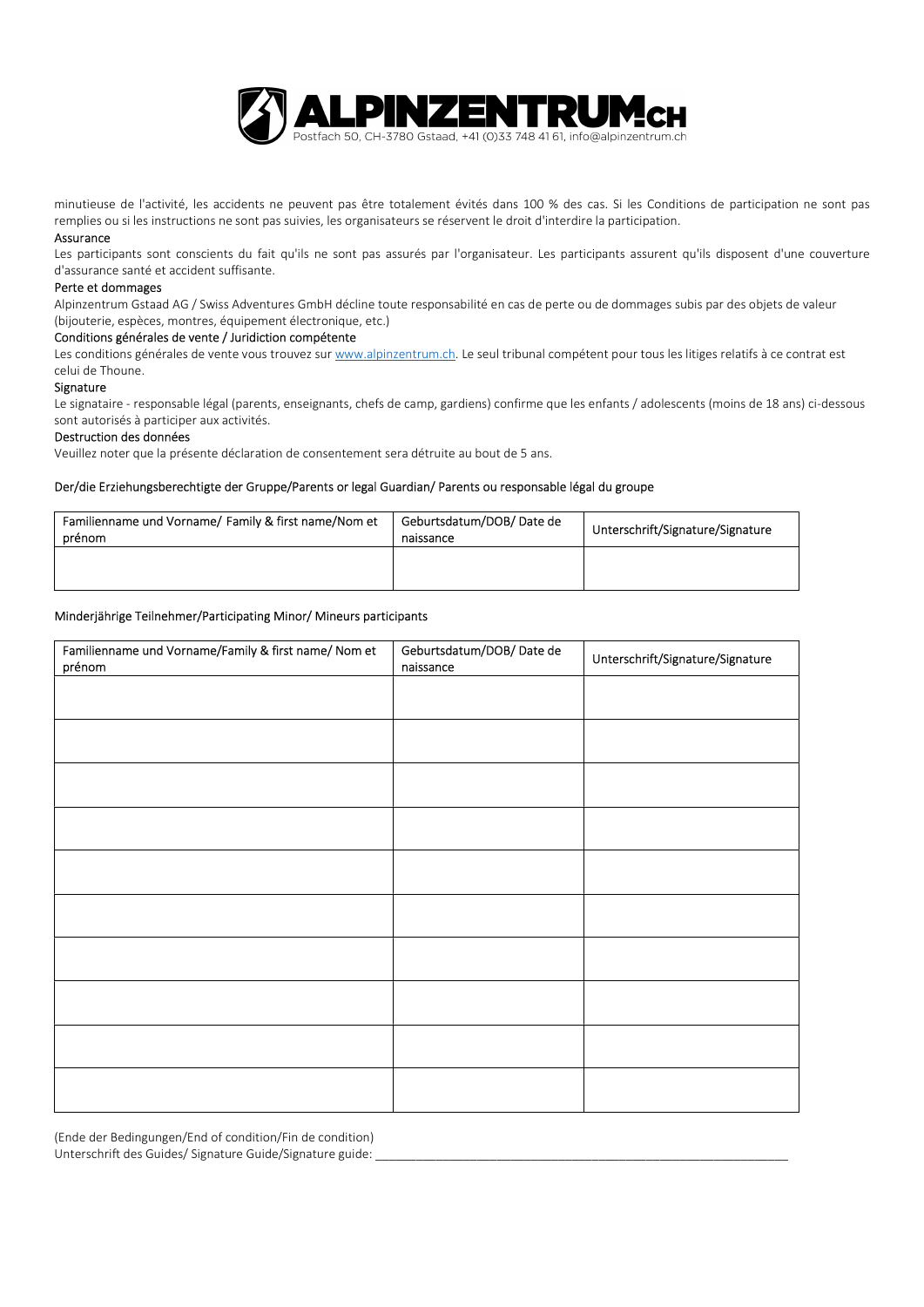minutieuse de l'activité, les accidents ne peuvent pas être totalement évités dans 100 % des cas. Si les Conditions de participation ne sont pas remplies ou si les instructions ne sont pas suivies, les organisateurs se réservent le droit d'interdire la participation.

### Assurance

Les participants sont conscients du fait qu'ils ne sont pas assurés par l'organisateur. Les participants assurent qu'ils disposent d'une couverture d'assurance santé et accident suffisante.

### Perte et dommages

Alpinzentrum Gstaad AG / Swiss Adventures GmbH décline toute responsabilité en cas de perte ou de dommages subis par des objets de valeur (bijouterie, espèces, montres, équipement électronique, etc.)

### Conditions générales de vente / Juridiction compétente

Les conditions générales de vente vous trouvez sur www.alpinzentrum.ch. Le seul tribunal compétent pour tous les litiges relatifs à ce contrat est celui de Thoune.

### Signature

Le signataire - responsable légal (parents, enseignants, chefs de camp, gardiens) confirme que les enfants / adolescents (moins de 18 ans) ci-dessous sont autorisés à participer aux activités.

### Destruction des données

Veuillez noter que la présente déclaration de consentement sera détruite au bout de 5 ans.

Der/die Erziehungsberechtigte der Gruppe/Parents or legal Guardian/ Parents ou responsable légal du groupe

| Familienname und Vorname/ Family & first name/Nom et prénom | Geburtsdatum/DOB/ Date de naissance | Unterschrift/Signature/Signature |
|---|---|---|
| | | |

Minderjährige Teilnehmer/Participating Minor/ Mineurs participants

| Familienname und Vorname/Family & first name/ Nom et prénom | Geburtsdatum/DOB/ Date de naissance | Unterschrift/Signature/Signature |
|---|---|---|
| | | |
| | | |
| | | |
| | | |
| | | |
| | | |
| | | |
| | | |
| | | |
| | | |

(Ende der Bedingungen/End of condition/Fin de condition)

Unterschrift des Guides/ Signature Guide/Signature guide: ______________________________________________